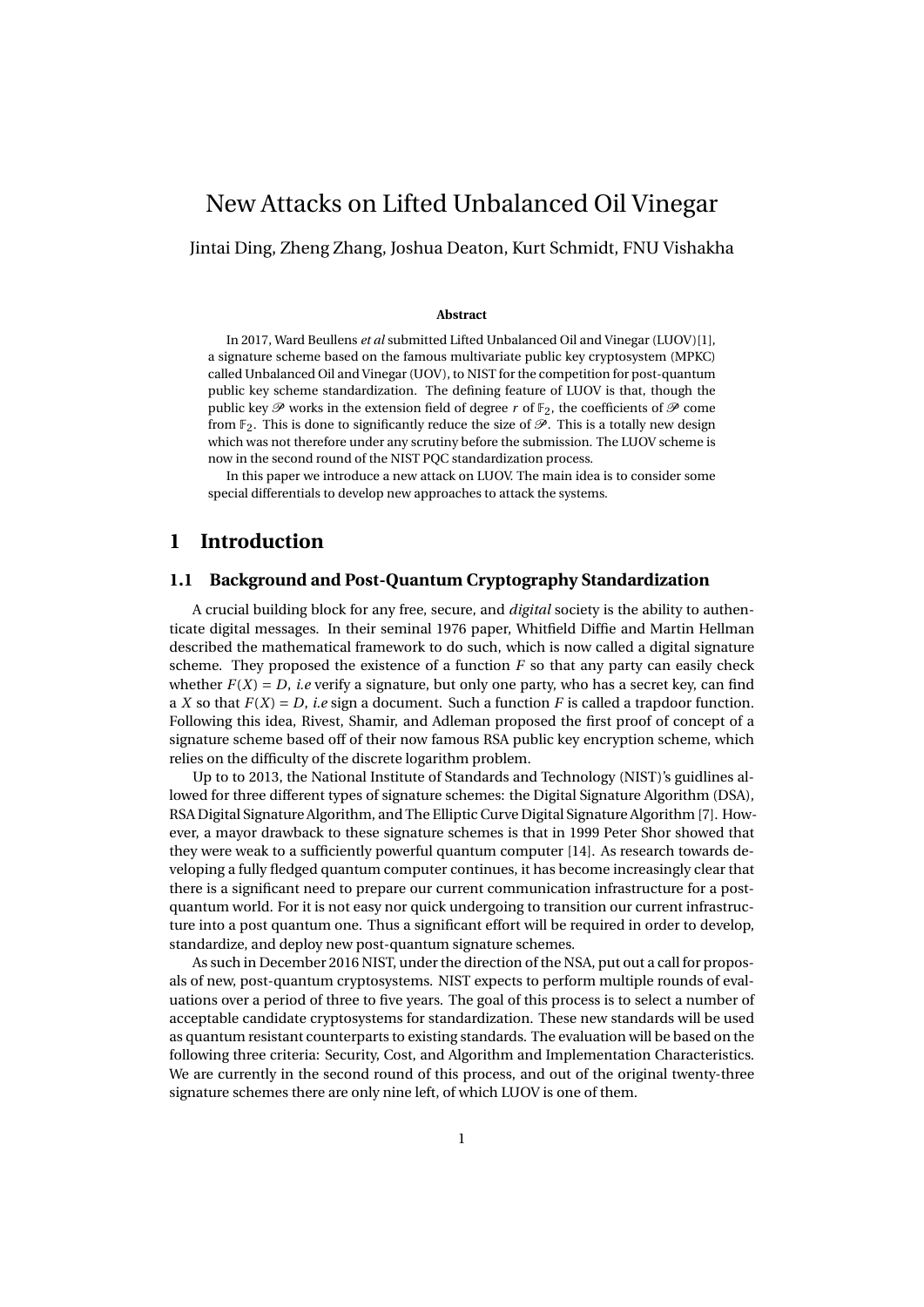# New Attacks on Lifted Unbalanced Oil Vinegar

Jintai Ding, Zheng Zhang, Joshua Deaton, Kurt Schmidt, FNU Vishakha

**Abstract**

In 2017, Ward Beullens *et al* submitted Lifted Unbalanced Oil and Vinegar (LUOV)[1], a signature scheme based on the famous multivariate public key cryptosystem (MPKC) called Unbalanced Oil and Vinegar (UOV), to NIST for the competition for post-quantum public key scheme standardization. The defining feature of LUOV is that, though the public key $\mathscr{P}$ works in the extension field of degree $r$ of $\mathbb{F}_2$, the coefficients of $\mathscr{P}$ come from $\mathbb{F}_2$. This is done to significantly reduce the size of $\mathscr{P}$. This is a totally new design which was not therefore under any scrutiny before the submission. The LUOV scheme is now in the second round of the NIST PQC standardization process.

In this paper we introduce a new attack on LUOV. The main idea is to consider some special differentials to develop new approaches to attack the systems.

## 1 Introduction

### 1.1 Background and Post-Quantum Cryptography Standardization

A crucial building block for any free, secure, and *digital* society is the ability to authenticate digital messages. In their seminal 1976 paper, Whitfield Diffie and Martin Hellman described the mathematical framework to do such, which is now called a digital signature scheme. They proposed the existence of a function $F$ so that any party can easily check whether $F(X) = D$, *i.e* verify a signature, but only one party, who has a secret key, can find a $X$ so that $F(X) = D$, *i.e* sign a document. Such a function $F$ is called a trapdoor function. Following this idea, Rivest, Shamir, and Adleman proposed the first proof of concept of a signature scheme based off of their now famous RSA public key encryption scheme, which relies on the difficulty of the discrete logarithm problem.

Up to to 2013, the National Institute of Standards and Technology (NIST)'s guidlines allowed for three different types of signature schemes: the Digital Signature Algorithm (DSA), RSA Digital Signature Algorithm, and The Elliptic Curve Digital Signature Algorithm [7]. However, a mayor drawback to these signature schemes is that in 1999 Peter Shor showed that they were weak to a sufficiently powerful quantum computer [14]. As research towards developing a fully fledged quantum computer continues, it has become increasingly clear that there is a significant need to prepare our current communication infrastructure for a post-quantum world. For it is not easy nor quick undergoing to transition our current infrastructure into a post quantum one. Thus a significant effort will be required in order to develop, standardize, and deploy new post-quantum signature schemes.

As such in December 2016 NIST, under the direction of the NSA, put out a call for proposals of new, post-quantum cryptosystems. NIST expects to perform multiple rounds of evaluations over a period of three to five years. The goal of this process is to select a number of acceptable candidate cryptosystems for standardization. These new standards will be used as quantum resistant counterparts to existing standards. The evaluation will be based on the following three criteria: Security, Cost, and Algorithm and Implementation Characteristics. We are currently in the second round of this process, and out of the original twenty-three signature schemes there are only nine left, of which LUOV is one of them.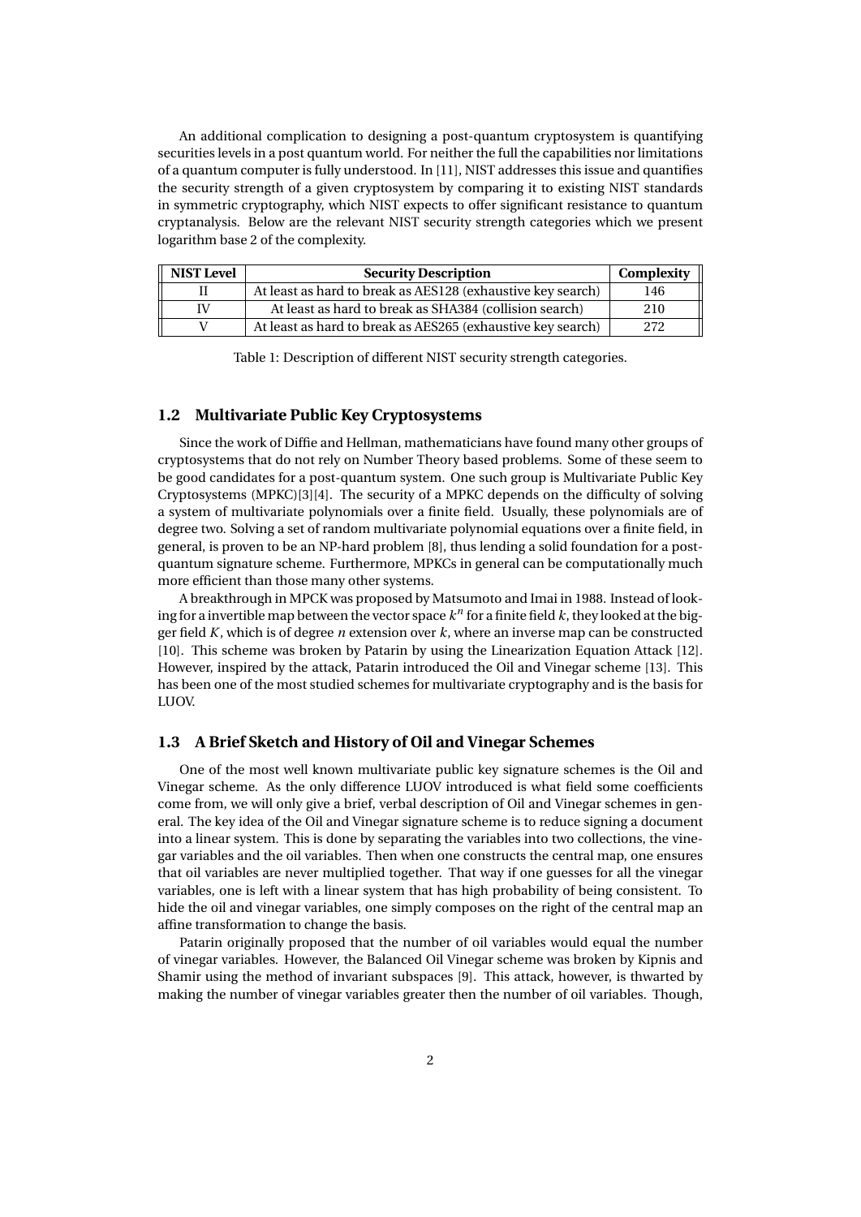An additional complication to designing a post-quantum cryptosystem is quantifying securities levels in a post quantum world. For neither the full the capabilities nor limitations of a quantum computer is fully understood. In [11], NIST addresses this issue and quantifies the security strength of a given cryptosystem by comparing it to existing NIST standards in symmetric cryptography, which NIST expects to offer significant resistance to quantum cryptanalysis. Below are the relevant NIST security strength categories which we present logarithm base 2 of the complexity.

| NIST Level | Security Description | Complexity |
|---|---|---|
| II | At least as hard to break as AES128 (exhaustive key search) | 146 |
| IV | At least as hard to break as SHA384 (collision search) | 210 |
| V | At least as hard to break as AES265 (exhaustive key search) | 272 |

Table 1: Description of different NIST security strength categories.

### 1.2 Multivariate Public Key Cryptosystems

Since the work of Diffie and Hellman, mathematicians have found many other groups of cryptosystems that do not rely on Number Theory based problems. Some of these seem to be good candidates for a post-quantum system. One such group is Multivariate Public Key Cryptosystems (MPKC)[3][4]. The security of a MPKC depends on the difficulty of solving a system of multivariate polynomials over a finite field. Usually, these polynomials are of degree two. Solving a set of random multivariate polynomial equations over a finite field, in general, is proven to be an NP-hard problem [8], thus lending a solid foundation for a post-quantum signature scheme. Furthermore, MPKCs in general can be computationally much more efficient than those many other systems.

A breakthrough in MPCK was proposed by Matsumoto and Imai in 1988. Instead of looking for a invertible map between the vector space $k^n$ for a finite field $k$, they looked at the bigger field $K$, which is of degree $n$ extension over $k$, where an inverse map can be constructed [10]. This scheme was broken by Patarin by using the Linearization Equation Attack [12]. However, inspired by the attack, Patarin introduced the Oil and Vinegar scheme [13]. This has been one of the most studied schemes for multivariate cryptography and is the basis for LUOV.

### 1.3 A Brief Sketch and History of Oil and Vinegar Schemes

One of the most well known multivariate public key signature schemes is the Oil and Vinegar scheme. As the only difference LUOV introduced is what field some coefficients come from, we will only give a brief, verbal description of Oil and Vinegar schemes in general. The key idea of the Oil and Vinegar signature scheme is to reduce signing a document into a linear system. This is done by separating the variables into two collections, the vinegar variables and the oil variables. Then when one constructs the central map, one ensures that oil variables are never multiplied together. That way if one guesses for all the vinegar variables, one is left with a linear system that has high probability of being consistent. To hide the oil and vinegar variables, one simply composes on the right of the central map an affine transformation to change the basis.

Patarin originally proposed that the number of oil variables would equal the number of vinegar variables. However, the Balanced Oil Vinegar scheme was broken by Kipnis and Shamir using the method of invariant subspaces [9]. This attack, however, is thwarted by making the number of vinegar variables greater then the number of oil variables. Though,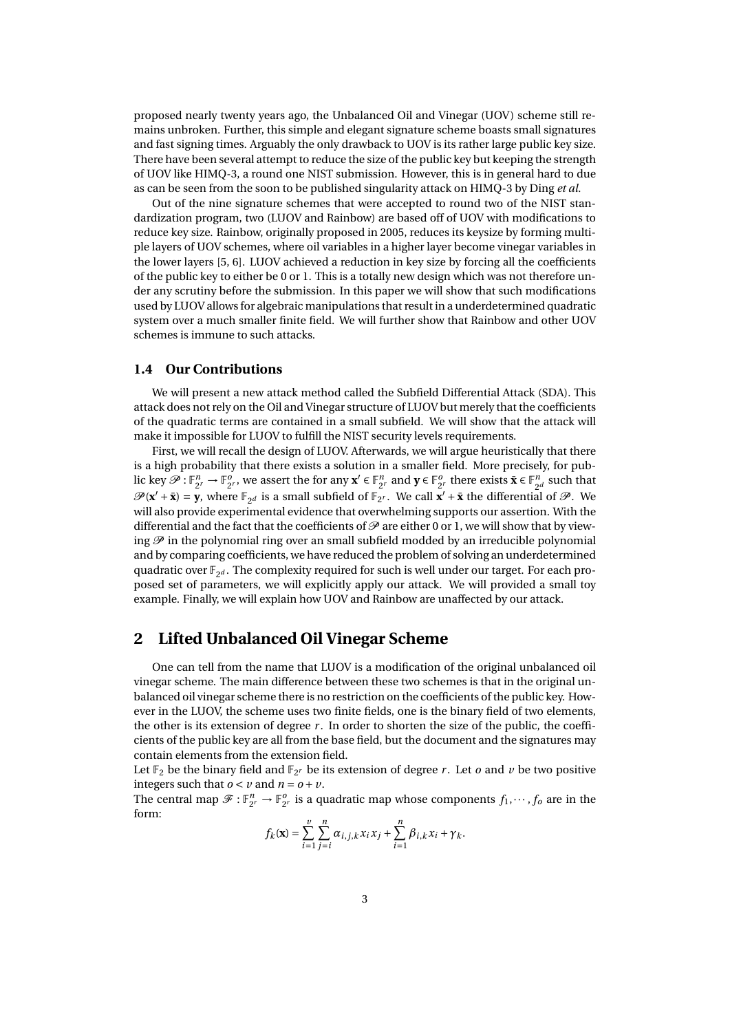proposed nearly twenty years ago, the Unbalanced Oil and Vinegar (UOV) scheme still remains unbroken. Further, this simple and elegant signature scheme boasts small signatures and fast signing times. Arguably the only drawback to UOV is its rather large public key size. There have been several attempt to reduce the size of the public key but keeping the strength of UOV like HIMQ-3, a round one NIST submission. However, this is in general hard to due as can be seen from the soon to be published singularity attack on HIMQ-3 by Ding *et al.*

Out of the nine signature schemes that were accepted to round two of the NIST standardization program, two (LUOV and Rainbow) are based off of UOV with modifications to reduce key size. Rainbow, originally proposed in 2005, reduces its keysize by forming multiple layers of UOV schemes, where oil variables in a higher layer become vinegar variables in the lower layers [5, 6]. LUOV achieved a reduction in key size by forcing all the coefficients of the public key to either be 0 or 1. This is a totally new design which was not therefore under any scrutiny before the submission. In this paper we will show that such modifications used by LUOV allows for algebraic manipulations that result in a underdetermined quadratic system over a much smaller finite field. We will further show that Rainbow and other UOV schemes is immune to such attacks.

### 1.4 Our Contributions

We will present a new attack method called the Subfield Differential Attack (SDA). This attack does not rely on the Oil and Vinegar structure of LUOV but merely that the coefficients of the quadratic terms are contained in a small subfield. We will show that the attack will make it impossible for LUOV to fulfill the NIST security levels requirements.

First, we will recall the design of LUOV. Afterwards, we will argue heuristically that there is a high probability that there exists a solution in a smaller field. More precisely, for public key $\mathscr{P} : \mathbb{F}_{2^r}^n \to \mathbb{F}_{2^r}^o$, we assert the for any $\mathbf{x}' \in \mathbb{F}_{2^r}^n$ and $\mathbf{y} \in \mathbb{F}_{2^r}^o$ there exists $\bar{\mathbf{x}} \in \mathbb{F}_{2^d}^n$ such that $\mathscr{P}(\mathbf{x}' + \bar{\mathbf{x}}) = \mathbf{y}$, where $\mathbb{F}_{2^d}$ is a small subfield of $\mathbb{F}_{2^r}$. We call $\mathbf{x}' + \bar{\mathbf{x}}$ the differential of $\mathscr{P}$. We will also provide experimental evidence that overwhelming supports our assertion. With the differential and the fact that the coefficients of $\mathscr{P}$ are either 0 or 1, we will show that by viewing $\mathscr{P}$ in the polynomial ring over an small subfield modded by an irreducible polynomial and by comparing coefficients, we have reduced the problem of solving an underdetermined quadratic over $\mathbb{F}_{2^d}$. The complexity required for such is well under our target. For each proposed set of parameters, we will explicitly apply our attack. We will provided a small toy example. Finally, we will explain how UOV and Rainbow are unaffected by our attack.

## 2 Lifted Unbalanced Oil Vinegar Scheme

One can tell from the name that LUOV is a modification of the original unbalanced oil vinegar scheme. The main difference between these two schemes is that in the original unbalanced oil vinegar scheme there is no restriction on the coefficients of the public key. However in the LUOV, the scheme uses two finite fields, one is the binary field of two elements, the other is its extension of degree $r$. In order to shorten the size of the public, the coefficients of the public key are all from the base field, but the document and the signatures may contain elements from the extension field.

Let $\mathbb{F}_2$ be the binary field and $\mathbb{F}_{2^r}$ be its extension of degree $r$. Let $o$ and $v$ be two positive integers such that $o < v$ and $n = o + v$.

The central map $\mathscr{F} : \mathbb{F}_{2^r}^n \to \mathbb{F}_{2^r}^o$ is a quadratic map whose components $f_1, \cdots, f_o$ are in the form:

$$f_k(\mathbf{x}) = \sum_{i=1}^{v} \sum_{j=i}^{n} \alpha_{i,j,k} x_i x_j + \sum_{i=1}^{n} \beta_{i,k} x_i + \gamma_k.$$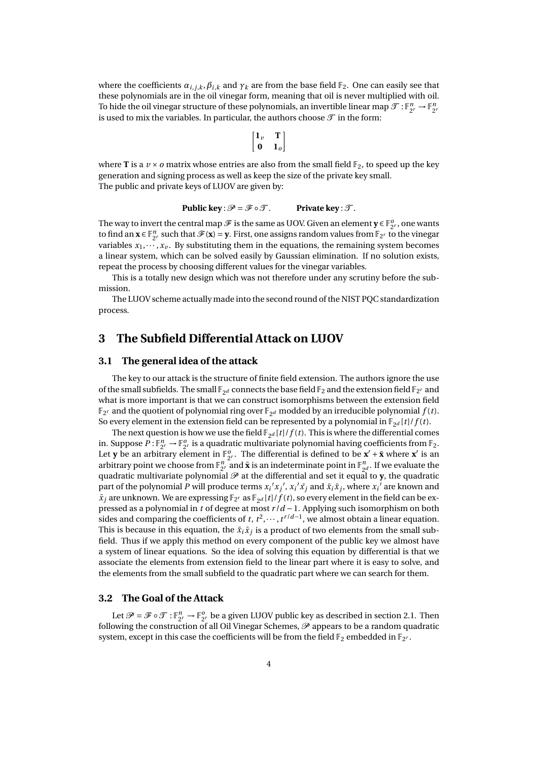where the coefficients $\alpha_{i,j,k}, \beta_{i,k}$ and $\gamma_k$ are from the base field $\mathbb{F}_2$. One can easily see that these polynomials are in the oil vinegar form, meaning that oil is never multiplied with oil. To hide the oil vinegar structure of these polynomials, an invertible linear map $\mathcal{T} : \mathbb{F}_{2^r}^n \to \mathbb{F}_{2^r}^n$ is used to mix the variables. In particular, the authors choose $\mathcal{T}$ in the form:

$$\begin{bmatrix} \mathbf{1}_v & \mathbf{T} \\ \mathbf{0} & \mathbf{1}_o \end{bmatrix}$$

where $\mathbf{T}$ is a $v \times o$ matrix whose entries are also from the small field $\mathbb{F}_2$, to speed up the key generation and signing process as well as keep the size of the private key small.
The public and private keys of LUOV are given by:

$$\textbf{Public key} : \mathcal{P} = \mathcal{F} \circ \mathcal{T}. \qquad \textbf{Private key} : \mathcal{T}.$$

The way to invert the central map $\mathcal{F}$ is the same as UOV. Given an element $\mathbf{y} \in \mathbb{F}_{2^r}^o$, one wants to find an $\mathbf{x} \in \mathbb{F}_{2^r}^n$ such that $\mathcal{F}(\mathbf{x}) = \mathbf{y}$. First, one assigns random values from $\mathbb{F}_{2^r}$ to the vinegar variables $x_1, \cdots, x_v$. By substituting them in the equations, the remaining system becomes a linear system, which can be solved easily by Gaussian elimination. If no solution exists, repeat the process by choosing different values for the vinegar variables.

This is a totally new design which was not therefore under any scrutiny before the submission.

The LUOV scheme actually made into the second round of the NIST PQC standardization process.

## 3 The Subfield Differential Attack on LUOV

### 3.1 The general idea of the attack

The key to our attack is the structure of finite field extension. The authors ignore the use of the small subfields. The small $\mathbb{F}_{2^d}$ connects the base field $\mathbb{F}_2$ and the extension field $\mathbb{F}_{2^r}$ and what is more important is that we can construct isomorphisms between the extension field $\mathbb{F}_{2^r}$ and the quotient of polynomial ring over $\mathbb{F}_{2^d}$ modded by an irreducible polynomial $f(t)$. So every element in the extension field can be represented by a polynomial in $\mathbb{F}_{2^d}[t]/f(t)$.

The next question is how we use the field $\mathbb{F}_{2^d}[t]/f(t)$. This is where the differential comes in. Suppose $P : \mathbb{F}_{2^r}^n \to \mathbb{F}_{2^r}^o$ is a quadratic multivariate polynomial having coefficients from $\mathbb{F}_2$. Let $\mathbf{y}$ be an arbitrary element in $\mathbb{F}_{2^r}^o$. The differential is defined to be $\mathbf{x}' + \bar{\mathbf{x}}$ where $\mathbf{x}'$ is an arbitrary point we choose from $\mathbb{F}_{2^r}^n$ and $\bar{\mathbf{x}}$ is an indeterminate point in $\mathbb{F}_{2^d}^n$. If we evaluate the quadratic multivariate polynomial $\mathcal{P}$ at the differential and set it equal to $\mathbf{y}$, the quadratic part of the polynomial $P$ will produce terms $x_i' x_j'$, $x_i' \bar{x}_j$ and $\bar{x}_i \bar{x}_j$, where $x_i'$ are known and $\bar{x}_j$ are unknown. We are expressing $\mathbb{F}_{2^r}$ as $\mathbb{F}_{2^d}[t]/f(t)$, so every element in the field can be expressed as a polynomial in $t$ of degree at most $r/d - 1$. Applying such isomorphism on both sides and comparing the coefficients of $t$, $t^2, \cdots, t^{r/d-1}$, we almost obtain a linear equation. This is because in this equation, the $\bar{x}_i \bar{x}_j$ is a product of two elements from the small subfield. Thus if we apply this method on every component of the public key we almost have a system of linear equations. So the idea of solving this equation by differential is that we associate the elements from extension field to the linear part where it is easy to solve, and the elements from the small subfield to the quadratic part where we can search for them.

### 3.2 The Goal of the Attack

Let $\mathcal{P} = \mathcal{F} \circ \mathcal{T} : \mathbb{F}_{2^r}^n \to \mathbb{F}_{2^r}^o$ be a given LUOV public key as described in section 2.1. Then following the construction of all Oil Vinegar Schemes, $\mathcal{P}$ appears to be a random quadratic system, except in this case the coefficients will be from the field $\mathbb{F}_2$ embedded in $\mathbb{F}_{2^r}$.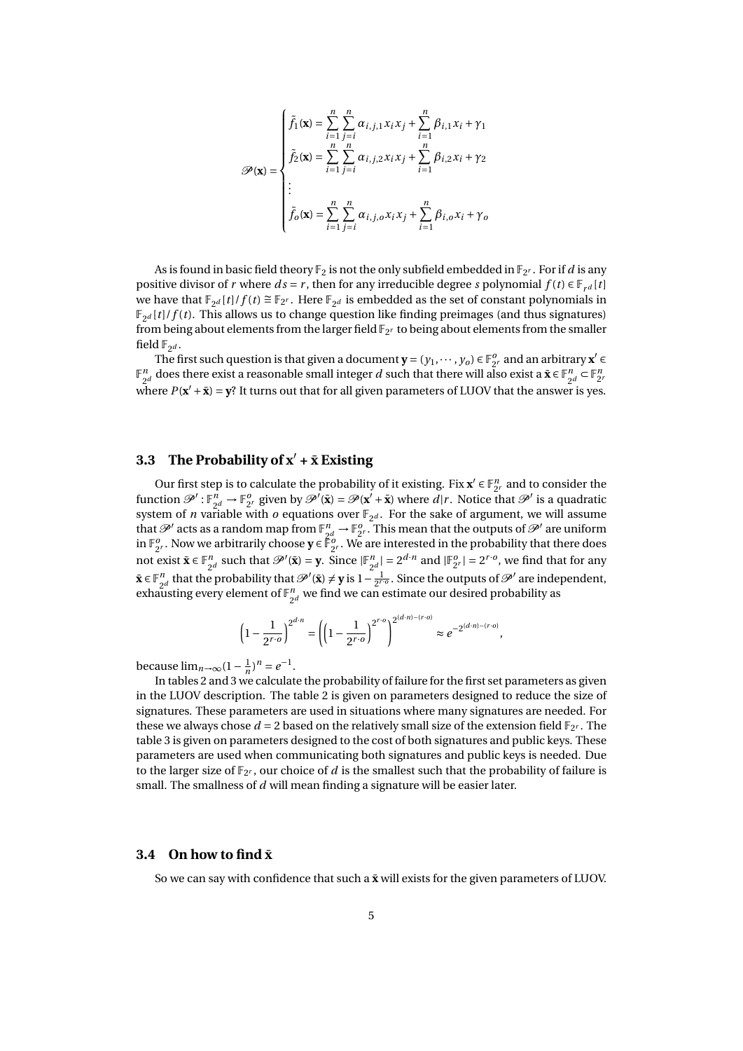$$\mathscr{P}(\mathbf{x}) = \begin{cases} \tilde{f}_1(\mathbf{x}) = \sum_{i=1}^{n}\sum_{j=i}^{n} \alpha_{i,j,1} x_i x_j + \sum_{i=1}^{n} \beta_{i,1} x_i + \gamma_1 \\ \tilde{f}_2(\mathbf{x}) = \sum_{i=1}^{n}\sum_{j=i}^{n} \alpha_{i,j,2} x_i x_j + \sum_{i=1}^{n} \beta_{i,2} x_i + \gamma_2 \\ \vdots \\ \tilde{f}_o(\mathbf{x}) = \sum_{i=1}^{n}\sum_{j=i}^{n} \alpha_{i,j,o} x_i x_j + \sum_{i=1}^{n} \beta_{i,o} x_i + \gamma_o \end{cases}$$

As is found in basic field theory $\mathbb{F}_2$ is not the only subfield embedded in $\mathbb{F}_{2^r}$. For if $d$ is any positive divisor of $r$ where $ds = r$, then for any irreducible degree $s$ polynomial $f(t) \in \mathbb{F}_{r^d}[t]$ we have that $\mathbb{F}_{2^d}[t]/f(t) \cong \mathbb{F}_{2^r}$. Here $\mathbb{F}_{2^d}$ is embedded as the set of constant polynomials in $\mathbb{F}_{2^d}[t]/f(t)$. This allows us to change question like finding preimages (and thus signatures) from being about elements from the larger field $\mathbb{F}_{2^r}$ to being about elements from the smaller field $\mathbb{F}_{2^d}$.

The first such question is that given a document $\mathbf{y} = (y_1, \cdots, y_o) \in \mathbb{F}_{2^r}^o$ and an arbitrary $\mathbf{x}' \in \mathbb{F}_{2^d}^n$ does there exist a reasonable small integer $d$ such that there will also exist a $\bar{\mathbf{x}} \in \mathbb{F}_{2^d}^n \subset \mathbb{F}_{2^r}^n$ where $P(\mathbf{x}' + \bar{\mathbf{x}}) = \mathbf{y}$? It turns out that for all given parameters of LUOV that the answer is yes.

## 3.3 The Probability of $\mathbf{x}' + \bar{\mathbf{x}}$ Existing

Our first step is to calculate the probability of it existing. Fix $\mathbf{x}' \in \mathbb{F}_{2^r}^n$ and to consider the function $\mathscr{P}' : \mathbb{F}_{2^d}^n \to \mathbb{F}_{2^r}^o$ given by $\mathscr{P}'(\bar{\mathbf{x}}) = \mathscr{P}(\mathbf{x}' + \bar{\mathbf{x}})$ where $d|r$. Notice that $\mathscr{P}'$ is a quadratic system of $n$ variable with $o$ equations over $\mathbb{F}_{2^d}$. For the sake of argument, we will assume that $\mathscr{P}'$ acts as a random map from $\mathbb{F}_{2^d}^n \to \mathbb{F}_{2^r}^o$. This mean that the outputs of $\mathscr{P}'$ are uniform in $\mathbb{F}_{2^r}^o$. Now we arbitrarily choose $\mathbf{y} \in \mathbb{F}_{2^r}^o$. We are interested in the probability that there does not exist $\bar{\mathbf{x}} \in \mathbb{F}_{2^d}^n$ such that $\mathscr{P}'(\bar{\mathbf{x}}) = \mathbf{y}$. Since $|\mathbb{F}_{2^d}^n| = 2^{d\cdot n}$ and $|\mathbb{F}_{2^r}^o| = 2^{r\cdot o}$, we find that for any $\bar{\mathbf{x}} \in \mathbb{F}_{2^d}^n$ that the probability that $\mathscr{P}'(\bar{\mathbf{x}}) \neq \mathbf{y}$ is $1 - \frac{1}{2^{r\cdot o}}$. Since the outputs of $\mathscr{P}'$ are independent, exhausting every element of $\mathbb{F}_{2^d}^n$ we find we can estimate our desired probability as

$$\left(1 - \frac{1}{2^{r\cdot o}}\right)^{2^{d\cdot n}} = \left(\left(1 - \frac{1}{2^{r\cdot o}}\right)^{2^{r\cdot o}}\right)^{2^{(d\cdot n)-(r\cdot o)}} \approx e^{-2^{(d\cdot n)-(r\cdot o)}},$$

because $\lim_{n\to\infty}(1 - \frac{1}{n})^n = e^{-1}$.

In tables 2 and 3 we calculate the probability of failure for the first set parameters as given in the LUOV description. The table 2 is given on parameters designed to reduce the size of signatures. These parameters are used in situations where many signatures are needed. For these we always chose $d = 2$ based on the relatively small size of the extension field $\mathbb{F}_{2^r}$. The table 3 is given on parameters designed to the cost of both signatures and public keys. These parameters are used when communicating both signatures and public keys is needed. Due to the larger size of $\mathbb{F}_{2^r}$, our choice of $d$ is the smallest such that the probability of failure is small. The smallness of $d$ will mean finding a signature will be easier later.

## 3.4 On how to find $\bar{\mathbf{x}}$

So we can say with confidence that such a $\bar{\mathbf{x}}$ will exists for the given parameters of LUOV.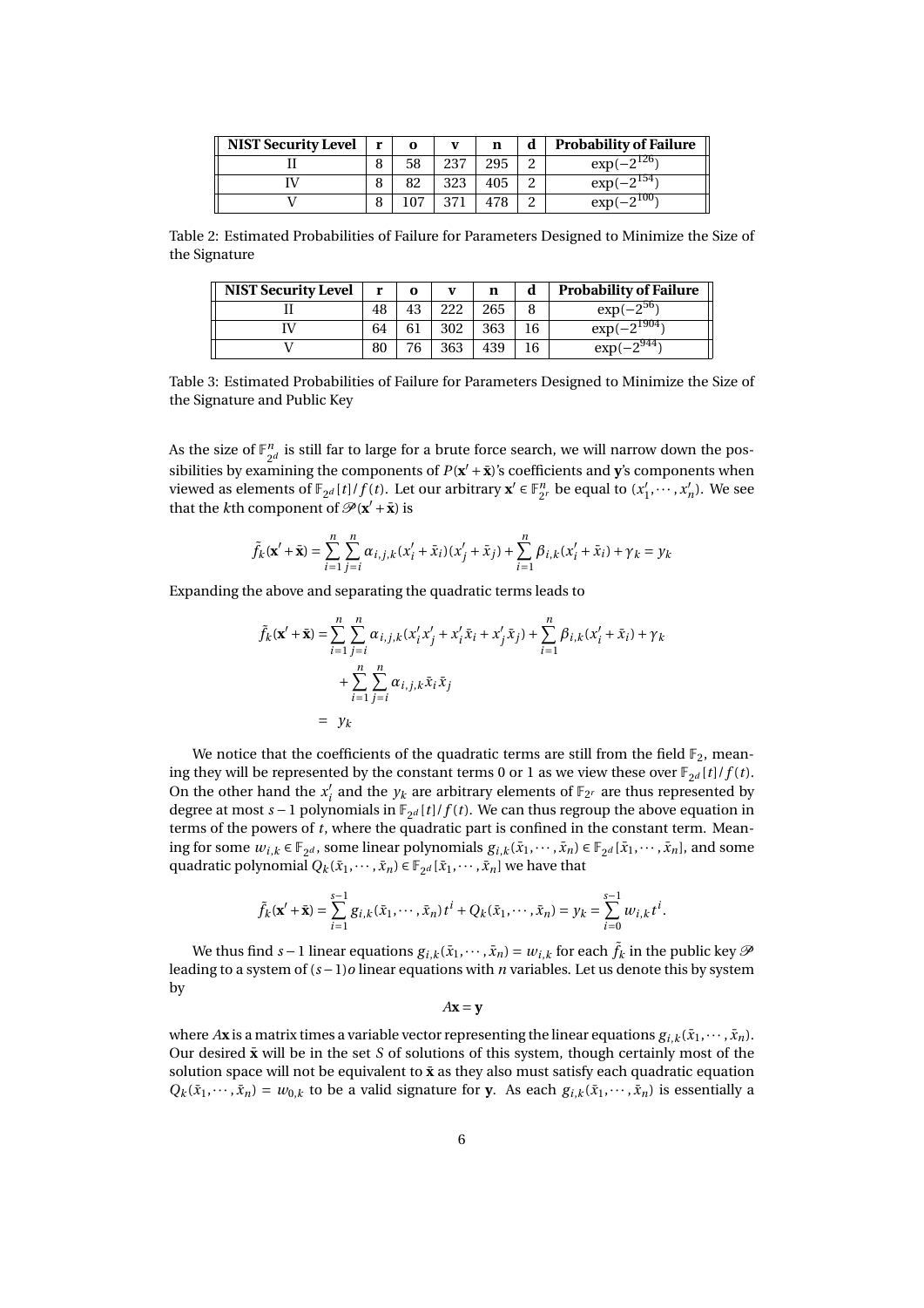| NIST Security Level | r | o | v | n | d | Probability of Failure |
|---|---|---|---|---|---|---|
| II | 8 | 58 | 237 | 295 | 2 | $\exp(-2^{126})$ |
| IV | 8 | 82 | 323 | 405 | 2 | $\exp(-2^{154})$ |
| V | 8 | 107 | 371 | 478 | 2 | $\exp(-2^{100})$ |

Table 2: Estimated Probabilities of Failure for Parameters Designed to Minimize the Size of the Signature

| NIST Security Level | r | o | v | n | d | Probability of Failure |
|---|---|---|---|---|---|---|
| II | 48 | 43 | 222 | 265 | 8 | $\exp(-2^{56})$ |
| IV | 64 | 61 | 302 | 363 | 16 | $\exp(-2^{1904})$ |
| V | 80 | 76 | 363 | 439 | 16 | $\exp(-2^{944})$ |

Table 3: Estimated Probabilities of Failure for Parameters Designed to Minimize the Size of the Signature and Public Key

As the size of $\mathbb{F}_{2^d}^n$ is still far to large for a brute force search, we will narrow down the possibilities by examining the components of $P(\mathbf{x}' + \bar{\mathbf{x}})$'s coefficients and $\mathbf{y}$'s components when viewed as elements of $\mathbb{F}_{2^d}[t]/f(t)$. Let our arbitrary $\mathbf{x}' \in \mathbb{F}_{2^r}^n$ be equal to $(x_1', \cdots, x_n')$. We see that the $k$th component of $\mathscr{P}(\mathbf{x}' + \bar{\mathbf{x}})$ is

$$\tilde{f}_k(\mathbf{x}' + \bar{\mathbf{x}}) = \sum_{i=1}^{n} \sum_{j=i}^{n} \alpha_{i,j,k}(x_i' + \bar{x}_i)(x_j' + \bar{x}_j) + \sum_{i=1}^{n} \beta_{i,k}(x_i' + \bar{x}_i) + \gamma_k = y_k$$

Expanding the above and separating the quadratic terms leads to

$$\begin{aligned}
\tilde{f}_k(\mathbf{x}' + \bar{\mathbf{x}}) &= \sum_{i=1}^{n} \sum_{j=i}^{n} \alpha_{i,j,k}(x_i' x_j' + x_i' \bar{x}_i + x_j' \bar{x}_j) + \sum_{i=1}^{n} \beta_{i,k}(x_i' + \bar{x}_i) + \gamma_k \\
&\quad + \sum_{i=1}^{n} \sum_{j=i}^{n} \alpha_{i,j,k} \bar{x}_i \bar{x}_j \\
&= y_k
\end{aligned}$$

We notice that the coefficients of the quadratic terms are still from the field $\mathbb{F}_2$, meaning they will be represented by the constant terms 0 or 1 as we view these over $\mathbb{F}_{2^d}[t]/f(t)$. On the other hand the $x_i'$ and the $y_k$ are arbitrary elements of $\mathbb{F}_{2^r}$ are thus represented by degree at most $s-1$ polynomials in $\mathbb{F}_{2^d}[t]/f(t)$. We can thus regroup the above equation in terms of the powers of $t$, where the quadratic part is confined in the constant term. Meaning for some $w_{i,k} \in \mathbb{F}_{2^d}$, some linear polynomials $g_{i,k}(\bar{x}_1, \cdots, \bar{x}_n) \in \mathbb{F}_{2^d}[\bar{x}_1, \cdots, \bar{x}_n]$, and some quadratic polynomial $Q_k(\bar{x}_1, \cdots, \bar{x}_n) \in \mathbb{F}_{2^d}[\bar{x}_1, \cdots, \bar{x}_n]$ we have that

$$\tilde{f}_k(\mathbf{x}' + \bar{\mathbf{x}}) = \sum_{i=1}^{s-1} g_{i,k}(\bar{x}_1, \cdots, \bar{x}_n) t^i + Q_k(\bar{x}_1, \cdots, \bar{x}_n) = y_k = \sum_{i=0}^{s-1} w_{i,k} t^i.$$

We thus find $s-1$ linear equations $g_{i,k}(\bar{x}_1, \cdots, \bar{x}_n) = w_{i,k}$ for each $\tilde{f}_k$ in the public key $\mathscr{P}$ leading to a system of $(s-1)o$ linear equations with $n$ variables. Let us denote this by system by

$$A\mathbf{x} = \mathbf{y}$$

where $A\mathbf{x}$ is a matrix times a variable vector representing the linear equations $g_{i,k}(\bar{x}_1, \cdots, \bar{x}_n)$. Our desired $\bar{\mathbf{x}}$ will be in the set $S$ of solutions of this system, though certainly most of the solution space will not be equivalent to $\bar{\mathbf{x}}$ as they also must satisfy each quadratic equation $Q_k(\bar{x}_1, \cdots, \bar{x}_n) = w_{0,k}$ to be a valid signature for $\mathbf{y}$. As each $g_{i,k}(\bar{x}_1, \cdots, \bar{x}_n)$ is essentially a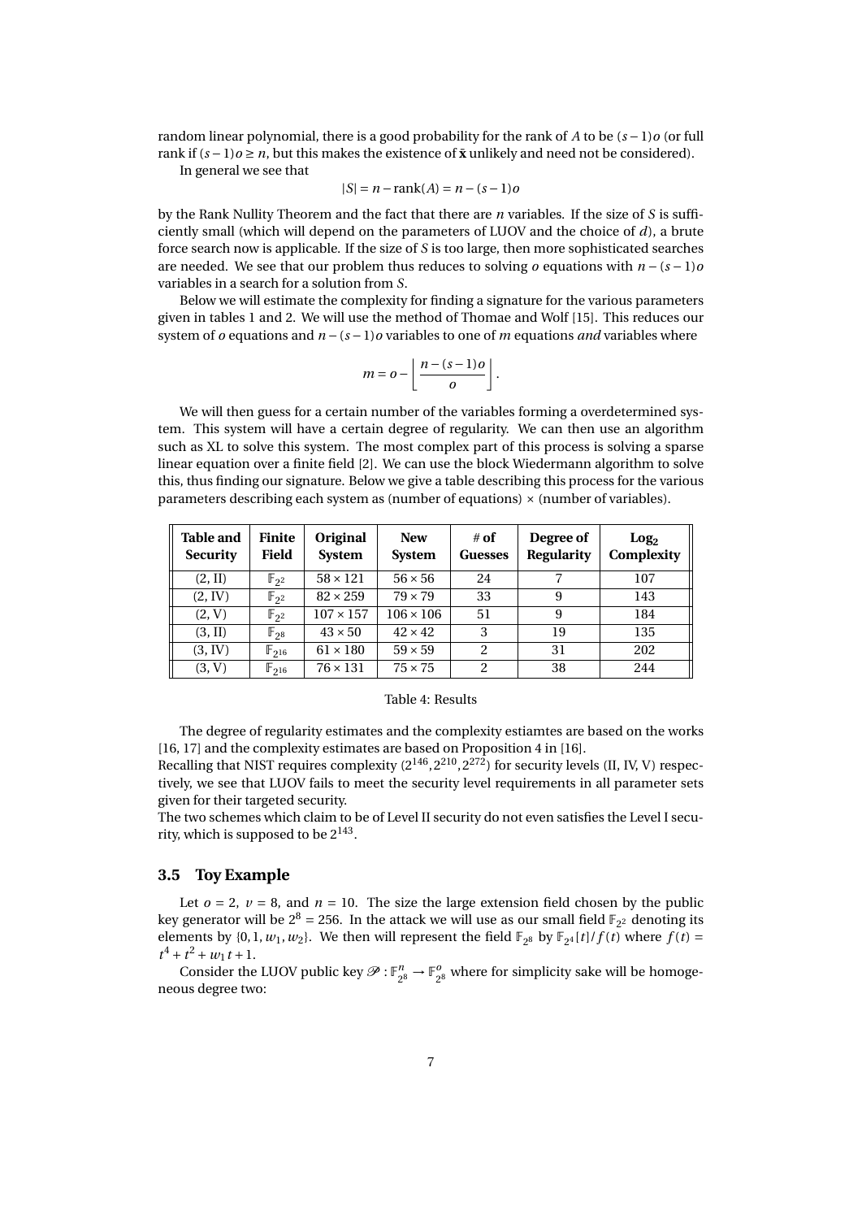random linear polynomial, there is a good probability for the rank of $A$ to be $(s-1)o$ (or full rank if $(s-1)o \geq n$, but this makes the existence of $\bar{\mathbf{x}}$ unlikely and need not be considered).

In general we see that

$$|S| = n - \text{rank}(A) = n - (s-1)o$$

by the Rank Nullity Theorem and the fact that there are $n$ variables. If the size of $S$ is sufficiently small (which will depend on the parameters of LUOV and the choice of $d$), a brute force search now is applicable. If the size of $S$ is too large, then more sophisticated searches are needed. We see that our problem thus reduces to solving $o$ equations with $n-(s-1)o$ variables in a search for a solution from $S$.

Below we will estimate the complexity for finding a signature for the various parameters given in tables 1 and 2. We will use the method of Thomae and Wolf [15]. This reduces our system of $o$ equations and $n-(s-1)o$ variables to one of $m$ equations *and* variables where

$$m = o - \left\lfloor \frac{n-(s-1)o}{o} \right\rfloor.$$

We will then guess for a certain number of the variables forming a overdetermined system. This system will have a certain degree of regularity. We can then use an algorithm such as XL to solve this system. The most complex part of this process is solving a sparse linear equation over a finite field [2]. We can use the block Wiedermann algorithm to solve this, thus finding our signature. Below we give a table describing this process for the various parameters describing each system as (number of equations) × (number of variables).

| **Table and Security** | **Finite Field** | **Original System** | **New System** | **# of Guesses** | **Degree of Regularity** | **$\mathbf{Log_2}$ Complexity** |
|---|---|---|---|---|---|---|
| (2, II) | $\mathbb{F}_{2^2}$ | $58 \times 121$ | $56 \times 56$ | 24 | 7 | 107 |
| (2, IV) | $\mathbb{F}_{2^2}$ | $82 \times 259$ | $79 \times 79$ | 33 | 9 | 143 |
| (2, V) | $\mathbb{F}_{2^2}$ | $107 \times 157$ | $106 \times 106$ | 51 | 9 | 184 |
| (3, II) | $\mathbb{F}_{2^8}$ | $43 \times 50$ | $42 \times 42$ | 3 | 19 | 135 |
| (3, IV) | $\mathbb{F}_{2^{16}}$ | $61 \times 180$ | $59 \times 59$ | 2 | 31 | 202 |
| (3, V) | $\mathbb{F}_{2^{16}}$ | $76 \times 131$ | $75 \times 75$ | 2 | 38 | 244 |

Table 4: Results

The degree of regularity estimates and the complexity estiamtes are based on the works [16, 17] and the complexity estimates are based on Proposition 4 in [16].
Recalling that NIST requires complexity $(2^{146}, 2^{210}, 2^{272})$ for security levels (II, IV, V) respectively, we see that LUOV fails to meet the security level requirements in all parameter sets given for their targeted security.
The two schemes which claim to be of Level II security do not even satisfies the Level I security, which is supposed to be $2^{143}$.

### 3.5 Toy Example

Let $o = 2$, $v = 8$, and $n = 10$. The size the large extension field chosen by the public key generator will be $2^8 = 256$. In the attack we will use as our small field $\mathbb{F}_{2^2}$ denoting its elements by $\{0, 1, w_1, w_2\}$. We then will represent the field $\mathbb{F}_{2^8}$ by $\mathbb{F}_{2^4}[t]/f(t)$ where $f(t) = t^4 + t^2 + w_1 t + 1$.

Consider the LUOV public key $\mathscr{P} : \mathbb{F}_{2^8}^n \to \mathbb{F}_{2^8}^o$ where for simplicity sake will be homogeneous degree two: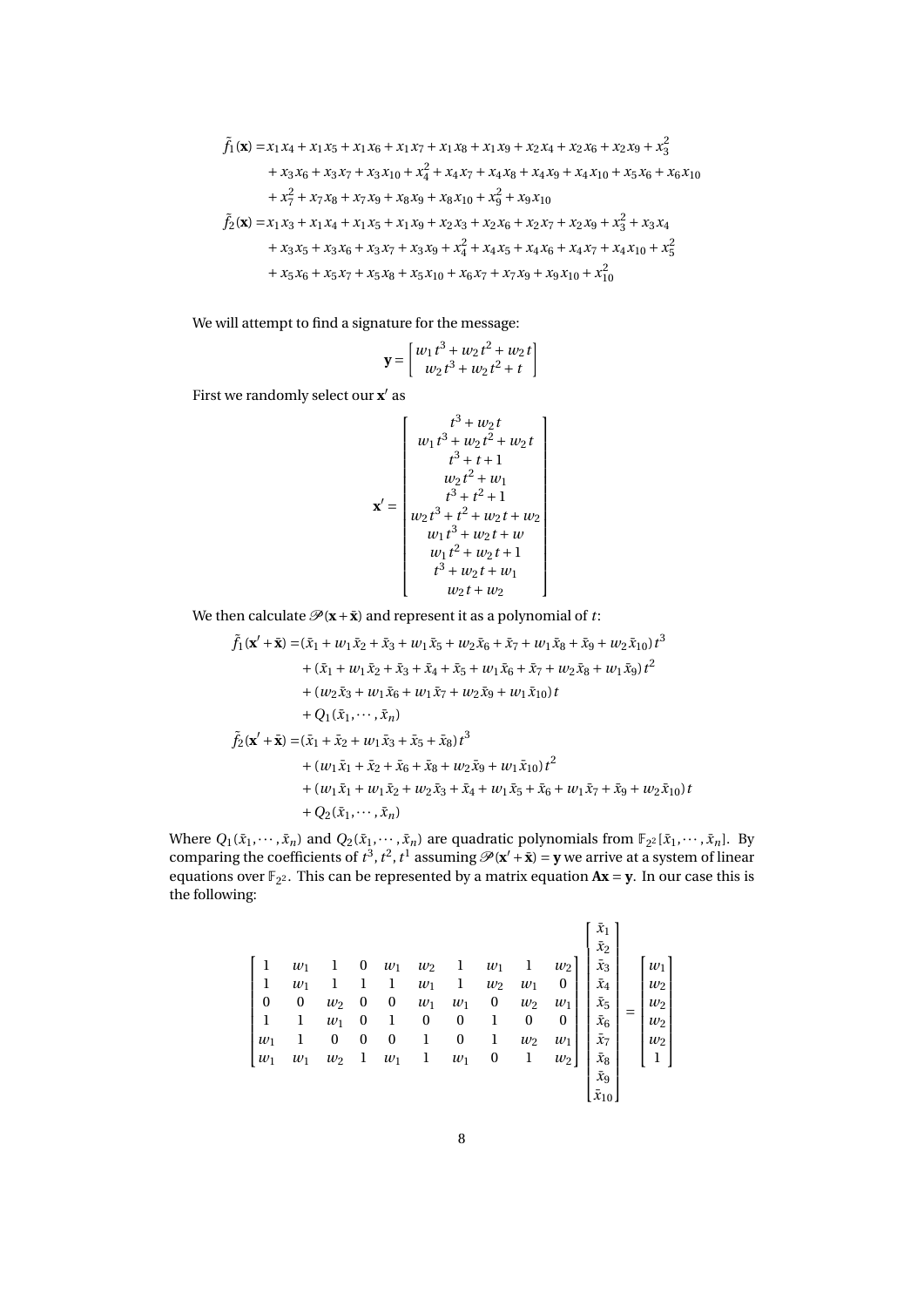$$
\begin{aligned}
\tilde{f}_1(\mathbf{x}) = & x_1x_4 + x_1x_5 + x_1x_6 + x_1x_7 + x_1x_8 + x_1x_9 + x_2x_4 + x_2x_6 + x_2x_9 + x_3^2 \\
& + x_3x_6 + x_3x_7 + x_3x_{10} + x_4^2 + x_4x_7 + x_4x_8 + x_4x_9 + x_4x_{10} + x_5x_6 + x_6x_{10} \\
& + x_7^2 + x_7x_8 + x_7x_9 + x_8x_9 + x_8x_{10} + x_9^2 + x_9x_{10} \\
\tilde{f}_2(\mathbf{x}) = & x_1x_3 + x_1x_4 + x_1x_5 + x_1x_9 + x_2x_3 + x_2x_6 + x_2x_7 + x_2x_9 + x_3^2 + x_3x_4 \\
& + x_3x_5 + x_3x_6 + x_3x_7 + x_3x_9 + x_4^2 + x_4x_5 + x_4x_6 + x_4x_7 + x_4x_{10} + x_5^2 \\
& + x_5x_6 + x_5x_7 + x_5x_8 + x_5x_{10} + x_6x_7 + x_7x_9 + x_9x_{10} + x_{10}^2
\end{aligned}
$$

We will attempt to find a signature for the message:

$$
\mathbf{y} = \begin{bmatrix} w_1t^3 + w_2t^2 + w_2t \\ w_2t^3 + w_2t^2 + t \end{bmatrix}
$$

First we randomly select our $\mathbf{x}'$ as

$$
\mathbf{x}' = \begin{bmatrix} t^3 + w_2t \\ w_1t^3 + w_2t^2 + w_2t \\ t^3 + t + 1 \\ w_2t^2 + w_1 \\ t^3 + t^2 + 1 \\ w_2t^3 + t^2 + w_2t + w_2 \\ w_1t^3 + w_2t + w \\ w_1t^2 + w_2t + 1 \\ t^3 + w_2t + w_1 \\ w_2t + w_2 \end{bmatrix}
$$

We then calculate $\mathscr{P}(\mathbf{x} + \bar{\mathbf{x}})$ and represent it as a polynomial of $t$:

$$
\begin{aligned}
\tilde{f}_1(\mathbf{x}' + \bar{\mathbf{x}}) = & (\bar{x}_1 + w_1\bar{x}_2 + \bar{x}_3 + w_1\bar{x}_5 + w_2\bar{x}_6 + \bar{x}_7 + w_1\bar{x}_8 + \bar{x}_9 + w_2\bar{x}_{10})t^3 \\
& + (\bar{x}_1 + w_1\bar{x}_2 + \bar{x}_3 + \bar{x}_4 + \bar{x}_5 + w_1\bar{x}_6 + \bar{x}_7 + w_2\bar{x}_8 + w_1\bar{x}_9)t^2 \\
& + (w_2\bar{x}_3 + w_1\bar{x}_6 + w_1\bar{x}_7 + w_2\bar{x}_9 + w_1\bar{x}_{10})t \\
& + Q_1(\bar{x}_1, \cdots, \bar{x}_n) \\
\tilde{f}_2(\mathbf{x}' + \bar{\mathbf{x}}) = & (\bar{x}_1 + \bar{x}_2 + w_1\bar{x}_3 + \bar{x}_5 + \bar{x}_8)t^3 \\
& + (w_1\bar{x}_1 + \bar{x}_2 + \bar{x}_6 + \bar{x}_8 + w_2\bar{x}_9 + w_1\bar{x}_{10})t^2 \\
& + (w_1\bar{x}_1 + w_1\bar{x}_2 + w_2\bar{x}_3 + \bar{x}_4 + w_1\bar{x}_5 + \bar{x}_6 + w_1\bar{x}_7 + \bar{x}_9 + w_2\bar{x}_{10})t \\
& + Q_2(\bar{x}_1, \cdots, \bar{x}_n)
\end{aligned}
$$

Where $Q_1(\bar{x}_1, \cdots, \bar{x}_n)$ and $Q_2(\bar{x}_1, \cdots, \bar{x}_n)$ are quadratic polynomials from $\mathbb{F}_{2^2}[\bar{x}_1, \cdots, \bar{x}_n]$. By comparing the coefficients of $t^3, t^2, t^1$ assuming $\mathscr{P}(\mathbf{x}' + \bar{\mathbf{x}}) = \mathbf{y}$ we arrive at a system of linear equations over $\mathbb{F}_{2^2}$. This can be represented by a matrix equation $\mathbf{A}\mathbf{x} = \mathbf{y}$. In our case this is the following:

$$
\begin{bmatrix}
1 & w_1 & 1 & 0 & w_1 & w_2 & 1 & w_1 & 1 & w_2 \\
1 & w_1 & 1 & 1 & 1 & w_1 & 1 & w_2 & w_1 & 0 \\
0 & 0 & w_2 & 0 & 0 & w_1 & w_1 & 0 & w_2 & w_1 \\
1 & 1 & w_1 & 0 & 1 & 0 & 0 & 1 & 0 & 0 \\
w_1 & 1 & 0 & 0 & 0 & 1 & 0 & 1 & w_2 & w_1 \\
w_1 & w_1 & w_2 & 1 & w_1 & 1 & w_1 & 0 & 1 & w_2
\end{bmatrix}
\begin{bmatrix} \bar{x}_1 \\ \bar{x}_2 \\ \bar{x}_3 \\ \bar{x}_4 \\ \bar{x}_5 \\ \bar{x}_6 \\ \bar{x}_7 \\ \bar{x}_8 \\ \bar{x}_9 \\ \bar{x}_{10} \end{bmatrix}
=
\begin{bmatrix} w_1 \\ w_2 \\ w_2 \\ w_2 \\ w_2 \\ 1 \end{bmatrix}
$$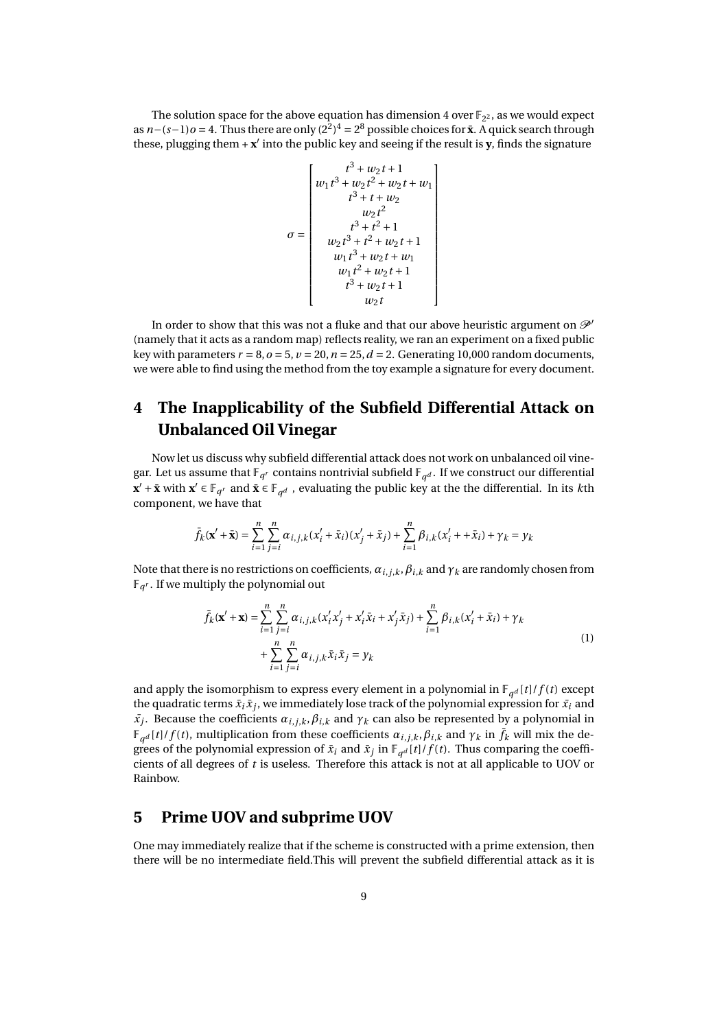The solution space for the above equation has dimension 4 over $\mathbb{F}_{2^2}$, as we would expect as $n-(s-1)o = 4$. Thus there are only $(2^2)^4 = 2^8$ possible choices for $\bar{\mathbf{x}}$. A quick search through these, plugging them + $\mathbf{x}'$ into the public key and seeing if the result is $\mathbf{y}$, finds the signature

$$
\sigma = \begin{bmatrix} t^3 + w_2 t + 1 \\ w_1 t^3 + w_2 t^2 + w_2 t + w_1 \\ t^3 + t + w_2 \\ w_2 t^2 \\ t^3 + t^2 + 1 \\ w_2 t^3 + t^2 + w_2 t + 1 \\ w_1 t^3 + w_2 t + w_1 \\ w_1 t^2 + w_2 t + 1 \\ t^3 + w_2 t + 1 \\ w_2 t \end{bmatrix}
$$

In order to show that this was not a fluke and that our above heuristic argument on $\mathscr{P}'$ (namely that it acts as a random map) reflects reality, we ran an experiment on a fixed public key with parameters $r = 8, o = 5, v = 20, n = 25, d = 2$. Generating 10,000 random documents, we were able to find using the method from the toy example a signature for every document.

# 4 The Inapplicability of the Subfield Differential Attack on Unbalanced Oil Vinegar

Now let us discuss why subfield differential attack does not work on unbalanced oil vinegar. Let us assume that $\mathbb{F}_{q^r}$ contains nontrivial subfield $\mathbb{F}_{q^d}$. If we construct our differential $\mathbf{x}' + \bar{\mathbf{x}}$ with $\mathbf{x}' \in \mathbb{F}_{q^r}$ and $\bar{\mathbf{x}} \in \mathbb{F}_{q^d}$ , evaluating the public key at the the differential. In its $k$th component, we have that

$$
\bar{f}_k(\mathbf{x}' + \bar{\mathbf{x}}) = \sum_{i=1}^{n} \sum_{j=i}^{n} \alpha_{i,j,k}(x'_i + \bar{x}_i)(x'_j + \bar{x}_j) + \sum_{i=1}^{n} \beta_{i,k}(x'_i + + \bar{x}_i) + \gamma_k = y_k
$$

Note that there is no restrictions on coefficients, $\alpha_{i,j,k}, \beta_{i,k}$ and $\gamma_k$ are randomly chosen from $\mathbb{F}_{q^r}$. If we multiply the polynomial out

$$
\begin{aligned}
\bar{f}_k(\mathbf{x}' + \mathbf{x}) = & \sum_{i=1}^{n} \sum_{j=i}^{n} \alpha_{i,j,k}(x'_i x'_j + x'_i \bar{x}_i + x'_j \bar{x}_j) + \sum_{i=1}^{n} \beta_{i,k}(x'_i + \bar{x}_i) + \gamma_k \\
& + \sum_{i=1}^{n} \sum_{j=i}^{n} \alpha_{i,j,k} \bar{x}_i \bar{x}_j = y_k
\end{aligned} \tag{1}
$$

and apply the isomorphism to express every element in a polynomial in $\mathbb{F}_{q^d}[t]/f(t)$ except the quadratic terms $\bar{x}_i \bar{x}_j$, we immediately lose track of the polynomial expression for $\bar{x}_i$ and $\bar{x}_j$. Because the coefficients $\alpha_{i,j,k}, \beta_{i,k}$ and $\gamma_k$ can also be represented by a polynomial in $\mathbb{F}_{q^d}[t]/f(t)$, multiplication from these coefficients $\alpha_{i,j,k}, \beta_{i,k}$ and $\gamma_k$ in $\bar{f}_k$ will mix the degrees of the polynomial expression of $\bar{x}_i$ and $\bar{x}_j$ in $\mathbb{F}_{q^d}[t]/f(t)$. Thus comparing the coefficients of all degrees of $t$ is useless. Therefore this attack is not at all applicable to UOV or Rainbow.

# 5 Prime UOV and subprime UOV

One may immediately realize that if the scheme is constructed with a prime extension, then there will be no intermediate field.This will prevent the subfield differential attack as it is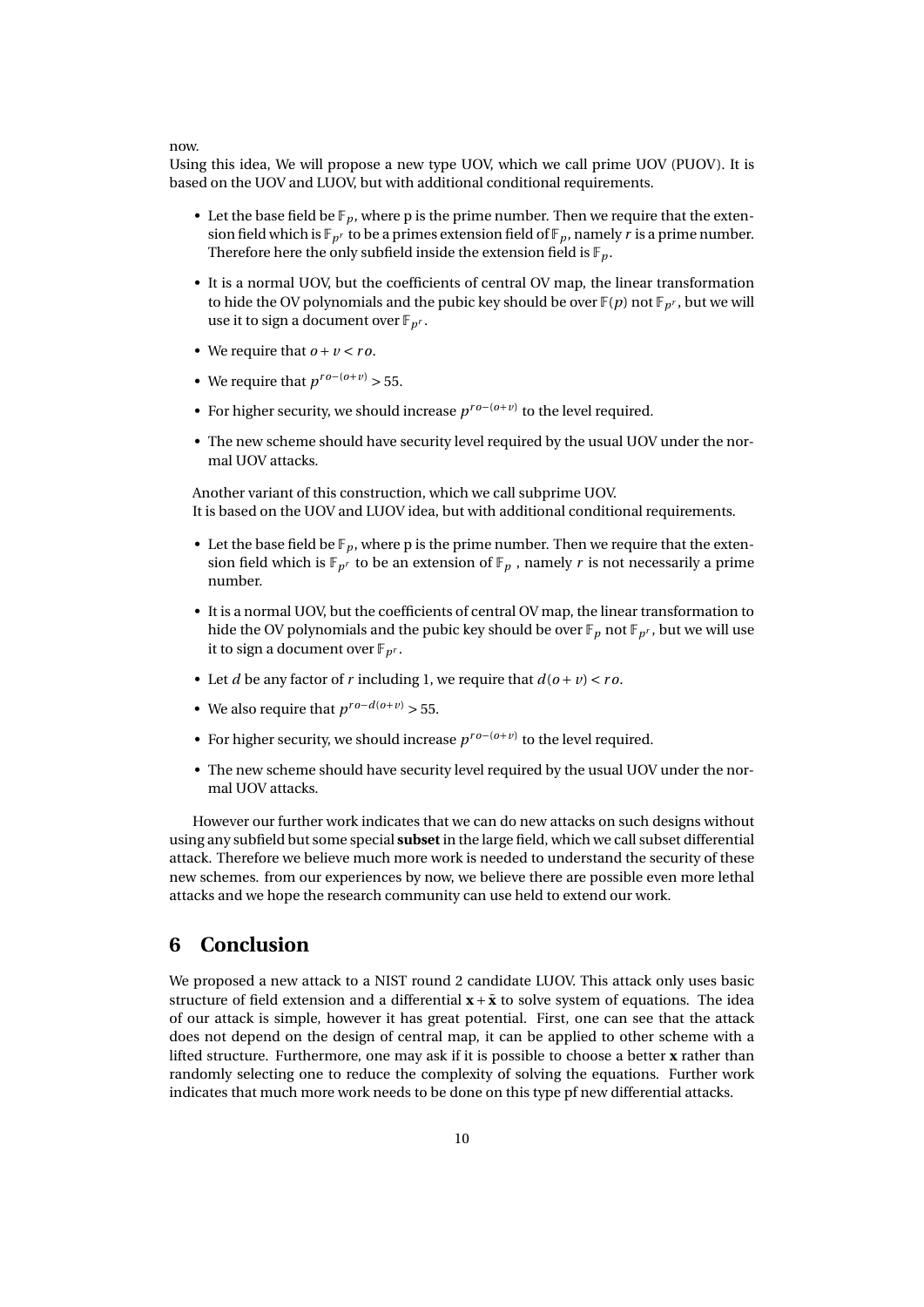now.
Using this idea, We will propose a new type UOV, which we call prime UOV (PUOV). It is based on the UOV and LUOV, but with additional conditional requirements.

- Let the base field be $\mathbb{F}_p$, where p is the prime number. Then we require that the extension field which is $\mathbb{F}_{p^r}$ to be a primes extension field of $\mathbb{F}_p$, namely $r$ is a prime number. Therefore here the only subfield inside the extension field is $\mathbb{F}_p$.
- It is a normal UOV, but the coefficients of central OV map, the linear transformation to hide the OV polynomials and the pubic key should be over $\mathbb{F}(p)$ not $\mathbb{F}_{p^r}$, but we will use it to sign a document over $\mathbb{F}_{p^r}$.
- We require that $o+v<ro$.
- We require that $p^{ro-(o+v)}>55$.
- For higher security, we should increase $p^{ro-(o+v)}$ to the level required.
- The new scheme should have security level required by the usual UOV under the normal UOV attacks.

Another variant of this construction, which we call subprime UOV.
It is based on the UOV and LUOV idea, but with additional conditional requirements.

- Let the base field be $\mathbb{F}_p$, where p is the prime number. Then we require that the extension field which is $\mathbb{F}_{p^r}$ to be an extension of $\mathbb{F}_p$ , namely $r$ is not necessarily a prime number.
- It is a normal UOV, but the coefficients of central OV map, the linear transformation to hide the OV polynomials and the pubic key should be over $\mathbb{F}_p$ not $\mathbb{F}_{p^r}$, but we will use it to sign a document over $\mathbb{F}_{p^r}$.
- Let $d$ be any factor of $r$ including 1, we require that $d(o+v)<ro$.
- We also require that $p^{ro-d(o+v)}>55$.
- For higher security, we should increase $p^{ro-(o+v)}$ to the level required.
- The new scheme should have security level required by the usual UOV under the normal UOV attacks.

However our further work indicates that we can do new attacks on such designs without using any subfield but some special **subset** in the large field, which we call subset differential attack. Therefore we believe much more work is needed to understand the security of these new schemes. from our experiences by now, we believe there are possible even more lethal attacks and we hope the research community can use held to extend our work.

# 6 Conclusion

We proposed a new attack to a NIST round 2 candidate LUOV. This attack only uses basic structure of field extension and a differential $\mathbf{x}+\bar{\mathbf{x}}$ to solve system of equations. The idea of our attack is simple, however it has great potential. First, one can see that the attack does not depend on the design of central map, it can be applied to other scheme with a lifted structure. Furthermore, one may ask if it is possible to choose a better $\mathbf{x}$ rather than randomly selecting one to reduce the complexity of solving the equations. Further work indicates that much more work needs to be done on this type pf new differential attacks.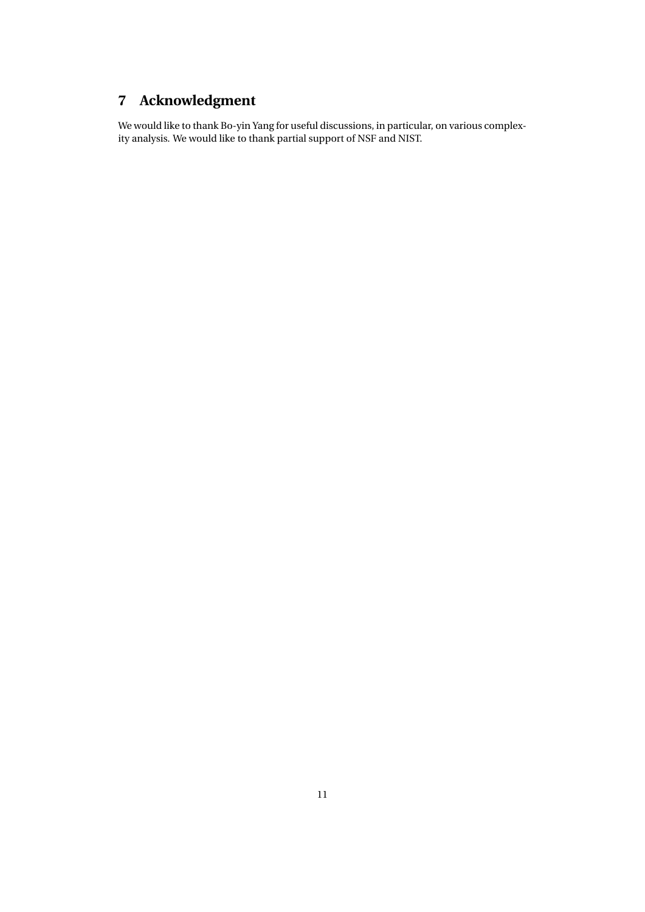## 7 Acknowledgment

We would like to thank Bo-yin Yang for useful discussions, in particular, on various complexity analysis. We would like to thank partial support of NSF and NIST.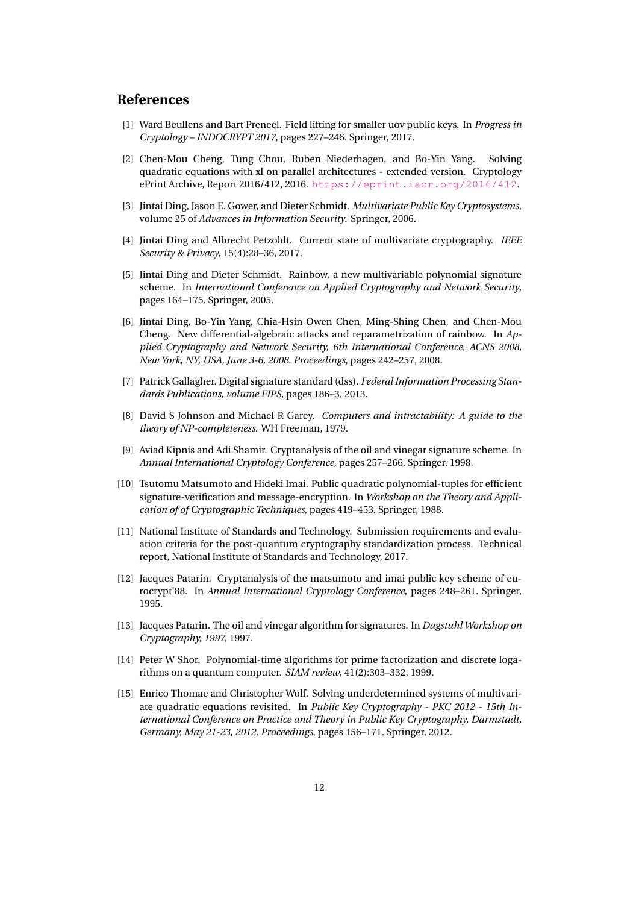## References

[1] Ward Beullens and Bart Preneel. Field lifting for smaller uov public keys. In *Progress in Cryptology – INDOCRYPT 2017*, pages 227–246. Springer, 2017.

[2] Chen-Mou Cheng, Tung Chou, Ruben Niederhagen, and Bo-Yin Yang. Solving quadratic equations with xl on parallel architectures - extended version. Cryptology ePrint Archive, Report 2016/412, 2016. https://eprint.iacr.org/2016/412.

[3] Jintai Ding, Jason E. Gower, and Dieter Schmidt. *Multivariate Public Key Cryptosystems*, volume 25 of *Advances in Information Security*. Springer, 2006.

[4] Jintai Ding and Albrecht Petzoldt. Current state of multivariate cryptography. *IEEE Security & Privacy*, 15(4):28–36, 2017.

[5] Jintai Ding and Dieter Schmidt. Rainbow, a new multivariable polynomial signature scheme. In *International Conference on Applied Cryptography and Network Security*, pages 164–175. Springer, 2005.

[6] Jintai Ding, Bo-Yin Yang, Chia-Hsin Owen Chen, Ming-Shing Chen, and Chen-Mou Cheng. New differential-algebraic attacks and reparametrization of rainbow. In *Applied Cryptography and Network Security, 6th International Conference, ACNS 2008, New York, NY, USA, June 3-6, 2008. Proceedings*, pages 242–257, 2008.

[7] Patrick Gallagher. Digital signature standard (dss). *Federal Information Processing Standards Publications, volume FIPS*, pages 186–3, 2013.

[8] David S Johnson and Michael R Garey. *Computers and intractability: A guide to the theory of NP-completeness*. WH Freeman, 1979.

[9] Aviad Kipnis and Adi Shamir. Cryptanalysis of the oil and vinegar signature scheme. In *Annual International Cryptology Conference*, pages 257–266. Springer, 1998.

[10] Tsutomu Matsumoto and Hideki Imai. Public quadratic polynomial-tuples for efficient signature-verification and message-encryption. In *Workshop on the Theory and Application of of Cryptographic Techniques*, pages 419–453. Springer, 1988.

[11] National Institute of Standards and Technology. Submission requirements and evaluation criteria for the post-quantum cryptography standardization process. Technical report, National Institute of Standards and Technology, 2017.

[12] Jacques Patarin. Cryptanalysis of the matsumoto and imai public key scheme of eurocrypt'88. In *Annual International Cryptology Conference*, pages 248–261. Springer, 1995.

[13] Jacques Patarin. The oil and vinegar algorithm for signatures. In *Dagstuhl Workshop on Cryptography, 1997*, 1997.

[14] Peter W Shor. Polynomial-time algorithms for prime factorization and discrete logarithms on a quantum computer. *SIAM review*, 41(2):303–332, 1999.

[15] Enrico Thomae and Christopher Wolf. Solving underdetermined systems of multivariate quadratic equations revisited. In *Public Key Cryptography - PKC 2012 - 15th International Conference on Practice and Theory in Public Key Cryptography, Darmstadt, Germany, May 21-23, 2012. Proceedings*, pages 156–171. Springer, 2012.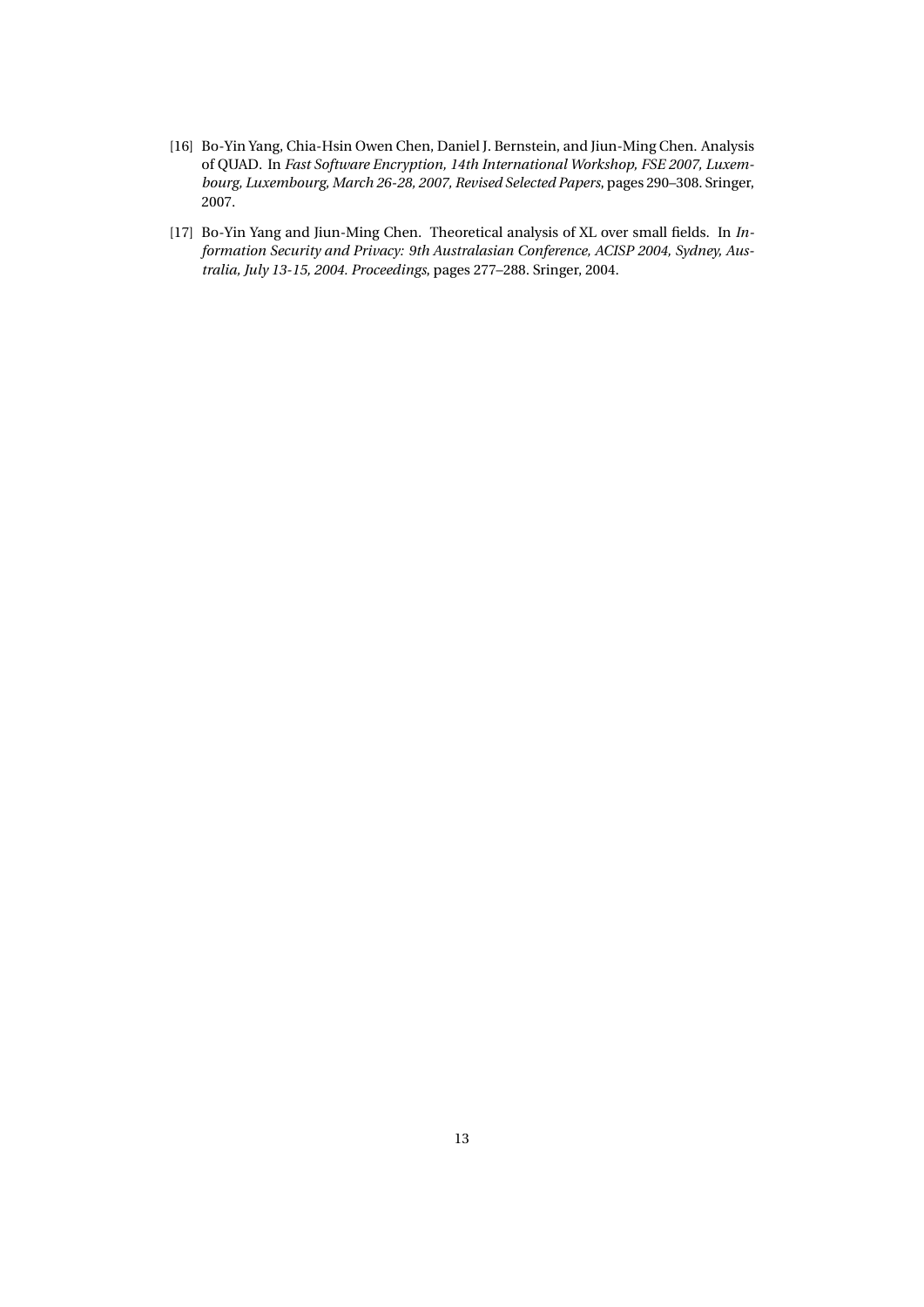[16] Bo-Yin Yang, Chia-Hsin Owen Chen, Daniel J. Bernstein, and Jiun-Ming Chen. Analysis of QUAD. In *Fast Software Encryption, 14th International Workshop, FSE 2007, Luxembourg, Luxembourg, March 26-28, 2007, Revised Selected Papers*, pages 290–308. Sringer, 2007.

[17] Bo-Yin Yang and Jiun-Ming Chen. Theoretical analysis of XL over small fields. In *Information Security and Privacy: 9th Australasian Conference, ACISP 2004, Sydney, Australia, July 13-15, 2004. Proceedings*, pages 277–288. Sringer, 2004.